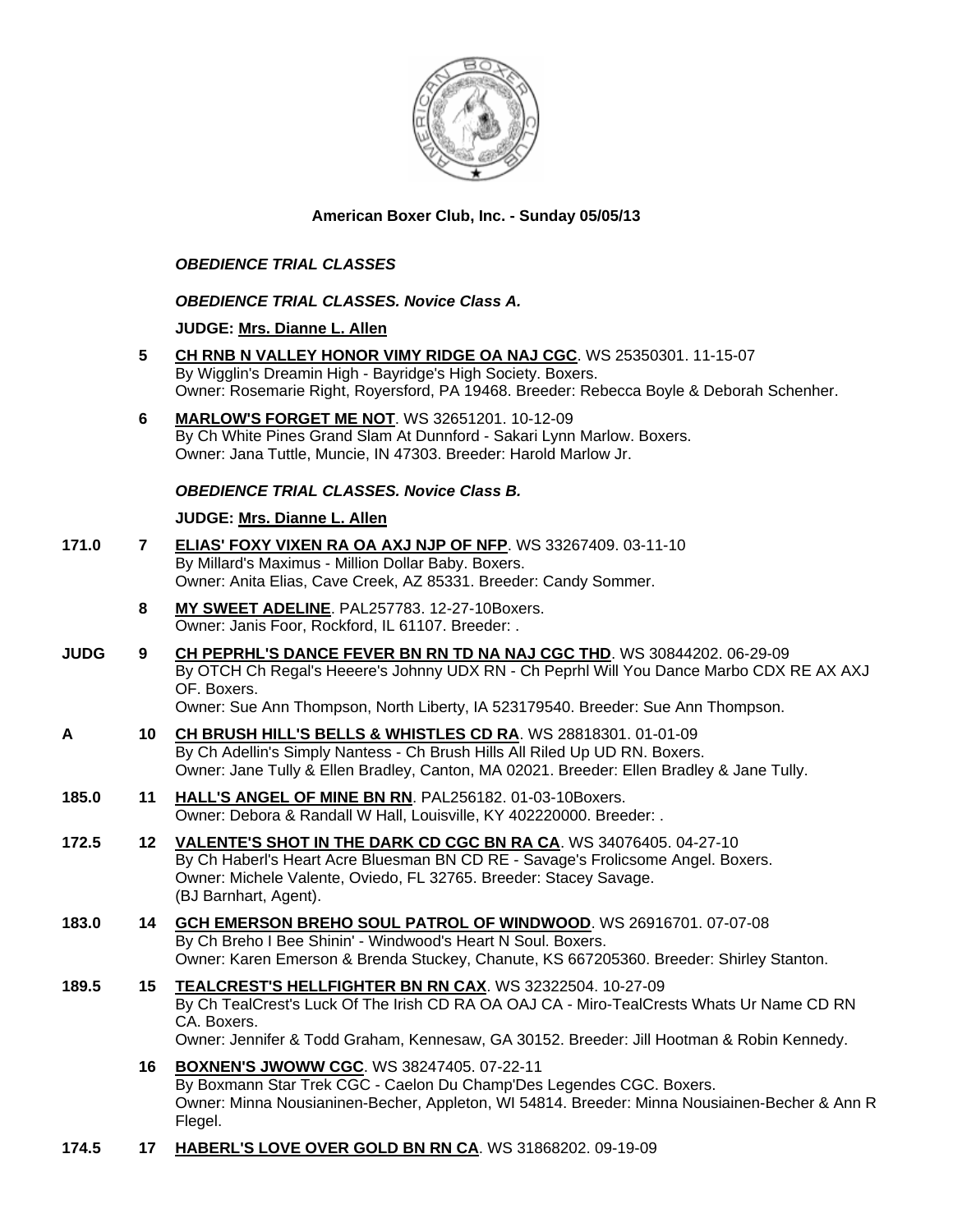**American Boxer Club, Inc. - Sunday 05/05/13**

***OBEDIENCE TRIAL CLASSES***

***OBEDIENCE TRIAL CLASSES. Novice Class A.***

**JUDGE: Mrs. Dianne L. Allen**

**5** **CH RNB N VALLEY HONOR VIMY RIDGE OA NAJ CGC**. WS 25350301. 11-15-07
By Wigglin's Dreamin High - Bayridge's High Society. Boxers.
Owner: Rosemarie Right, Royersford, PA 19468. Breeder: Rebecca Boyle & Deborah Schenher.

**6** **MARLOW'S FORGET ME NOT**. WS 32651201. 10-12-09
By Ch White Pines Grand Slam At Dunnford - Sakari Lynn Marlow. Boxers.
Owner: Jana Tuttle, Muncie, IN 47303. Breeder: Harold Marlow Jr.

***OBEDIENCE TRIAL CLASSES. Novice Class B.***

**JUDGE: Mrs. Dianne L. Allen**

**171.0** **7** **ELIAS' FOXY VIXEN RA OA AXJ NJP OF NFP**. WS 33267409. 03-11-10
By Millard's Maximus - Million Dollar Baby. Boxers.
Owner: Anita Elias, Cave Creek, AZ 85331. Breeder: Candy Sommer.

**8** **MY SWEET ADELINE**. PAL257783. 12-27-10Boxers.
Owner: Janis Foor, Rockford, IL 61107. Breeder: .

**JUDG** **9** **CH PEPRHL'S DANCE FEVER BN RN TD NA NAJ CGC THD**. WS 30844202. 06-29-09
By OTCH Ch Regal's Heeere's Johnny UDX RN - Ch Peprhl Will You Dance Marbo CDX RE AX AXJ OF. Boxers.
Owner: Sue Ann Thompson, North Liberty, IA 523179540. Breeder: Sue Ann Thompson.

**A** **10** **CH BRUSH HILL'S BELLS & WHISTLES CD RA**. WS 28818301. 01-01-09
By Ch Adellin's Simply Nantess - Ch Brush Hills All Riled Up UD RN. Boxers.
Owner: Jane Tully & Ellen Bradley, Canton, MA 02021. Breeder: Ellen Bradley & Jane Tully.

**185.0** **11** **HALL'S ANGEL OF MINE BN RN**. PAL256182. 01-03-10Boxers.
Owner: Debora & Randall W Hall, Louisville, KY 402220000. Breeder: .

**172.5** **12** **VALENTE'S SHOT IN THE DARK CD CGC BN RA CA**. WS 34076405. 04-27-10
By Ch Haberl's Heart Acre Bluesman BN CD RE - Savage's Frolicsome Angel. Boxers.
Owner: Michele Valente, Oviedo, FL 32765. Breeder: Stacey Savage.
(BJ Barnhart, Agent).

**183.0** **14** **GCH EMERSON BREHO SOUL PATROL OF WINDWOOD**. WS 26916701. 07-07-08
By Ch Breho I Bee Shinin' - Windwood's Heart N Soul. Boxers.
Owner: Karen Emerson & Brenda Stuckey, Chanute, KS 667205360. Breeder: Shirley Stanton.

**189.5** **15** **TEALCREST'S HELLFIGHTER BN RN CAX**. WS 32322504. 10-27-09
By Ch TealCrest's Luck Of The Irish CD RA OA OAJ CA - Miro-TealCrests Whats Ur Name CD RN CA. Boxers.
Owner: Jennifer & Todd Graham, Kennesaw, GA 30152. Breeder: Jill Hootman & Robin Kennedy.

**16** **BOXNEN'S JWOWW CGC**. WS 38247405. 07-22-11
By Boxmann Star Trek CGC - Caelon Du Champ'Des Legendes CGC. Boxers.
Owner: Minna Nousianinen-Becher, Appleton, WI 54814. Breeder: Minna Nousiainen-Becher & Ann R Flegel.

**174.5** **17** **HABERL'S LOVE OVER GOLD BN RN CA**. WS 31868202. 09-19-09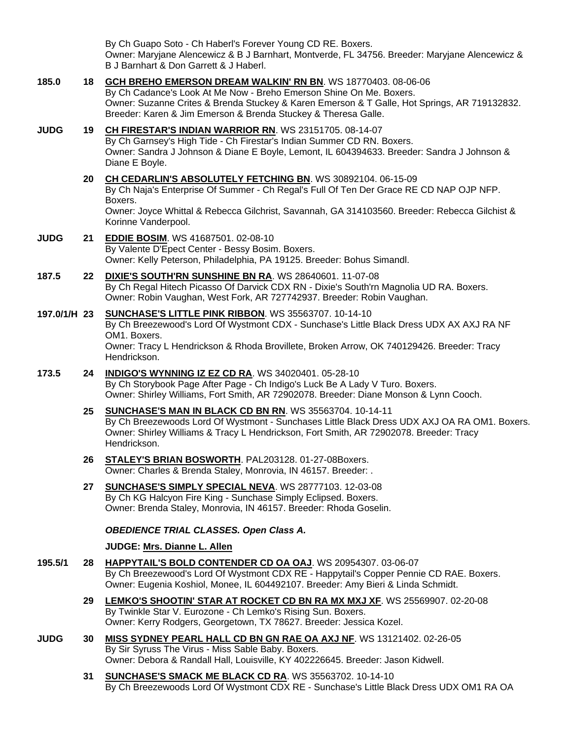By Ch Guapo Soto - Ch Haberl's Forever Young CD RE. Boxers.
Owner: Maryjane Alencewicz & B J Barnhart, Montverde, FL 34756. Breeder: Maryjane Alencewicz & B J Barnhart & Don Garrett & J Haberl.

**185.0** **18** **GCH BREHO EMERSON DREAM WALKIN' RN BN**. WS 18770403. 08-06-06
By Ch Cadance's Look At Me Now - Breho Emerson Shine On Me. Boxers.
Owner: Suzanne Crites & Brenda Stuckey & Karen Emerson & T Galle, Hot Springs, AR 719132832. Breeder: Karen & Jim Emerson & Brenda Stuckey & Theresa Galle.

**JUDG** **19** **CH FIRESTAR'S INDIAN WARRIOR RN**. WS 23151705. 08-14-07
By Ch Garnsey's High Tide - Ch Firestar's Indian Summer CD RN. Boxers.
Owner: Sandra J Johnson & Diane E Boyle, Lemont, IL 604394633. Breeder: Sandra J Johnson & Diane E Boyle.

**20** **CH CEDARLIN'S ABSOLUTELY FETCHING BN**. WS 30892104. 06-15-09
By Ch Naja's Enterprise Of Summer - Ch Regal's Full Of Ten Der Grace RE CD NAP OJP NFP. Boxers.
Owner: Joyce Whittal & Rebecca Gilchrist, Savannah, GA 314103560. Breeder: Rebecca Gilchist & Korinne Vanderpool.

**JUDG** **21** **EDDIE BOSIM**. WS 41687501. 02-08-10
By Valente D'Epect Center - Bessy Bosim. Boxers.
Owner: Kelly Peterson, Philadelphia, PA 19125. Breeder: Bohus Simandl.

**187.5** **22** **DIXIE'S SOUTH'RN SUNSHINE BN RA**. WS 28640601. 11-07-08
By Ch Regal Hitech Picasso Of Darvick CDX RN - Dixie's South'rn Magnolia UD RA. Boxers.
Owner: Robin Vaughan, West Fork, AR 727742937. Breeder: Robin Vaughan.

**197.0/1/H** **23** **SUNCHASE'S LITTLE PINK RIBBON**. WS 35563707. 10-14-10
By Ch Breezewood's Lord Of Wystmont CDX - Sunchase's Little Black Dress UDX AX AXJ RA NF OM1. Boxers.
Owner: Tracy L Hendrickson & Rhoda Brovillete, Broken Arrow, OK 740129426. Breeder: Tracy Hendrickson.

**173.5** **24** **INDIGO'S WYNNING IZ EZ CD RA**. WS 34020401. 05-28-10
By Ch Storybook Page After Page - Ch Indigo's Luck Be A Lady V Turo. Boxers.
Owner: Shirley Williams, Fort Smith, AR 72902078. Breeder: Diane Monson & Lynn Cooch.

**25** **SUNCHASE'S MAN IN BLACK CD BN RN**. WS 35563704. 10-14-11
By Ch Breezewoods Lord Of Wystmont - Sunchases Little Black Dress UDX AXJ OA RA OM1. Boxers.
Owner: Shirley Williams & Tracy L Hendrickson, Fort Smith, AR 72902078. Breeder: Tracy Hendrickson.

**26** **STALEY'S BRIAN BOSWORTH**. PAL203128. 01-27-08Boxers.
Owner: Charles & Brenda Staley, Monrovia, IN 46157. Breeder: .

**27** **SUNCHASE'S SIMPLY SPECIAL NEVA**. WS 28777103. 12-03-08
By Ch KG Halcyon Fire King - Sunchase Simply Eclipsed. Boxers.
Owner: Brenda Staley, Monrovia, IN 46157. Breeder: Rhoda Goselin.

***OBEDIENCE TRIAL CLASSES. Open Class A.***

**JUDGE: Mrs. Dianne L. Allen**

**195.5/1** **28** **HAPPYTAIL'S BOLD CONTENDER CD OA OAJ**. WS 20954307. 03-06-07
By Ch Breezewood's Lord Of Wystmont CDX RE - Happytail's Copper Pennie CD RAE. Boxers.
Owner: Eugenia Koshiol, Monee, IL 604492107. Breeder: Amy Bieri & Linda Schmidt.

**29** **LEMKO'S SHOOTIN' STAR AT ROCKET CD BN RA MX MXJ XF**. WS 25569907. 02-20-08
By Twinkle Star V. Eurozone - Ch Lemko's Rising Sun. Boxers.
Owner: Kerry Rodgers, Georgetown, TX 78627. Breeder: Jessica Kozel.

**JUDG** **30** **MISS SYDNEY PEARL HALL CD BN GN RAE OA AXJ NF**. WS 13121402. 02-26-05
By Sir Syruss The Virus - Miss Sable Baby. Boxers.
Owner: Debora & Randall Hall, Louisville, KY 402226645. Breeder: Jason Kidwell.

**31** **SUNCHASE'S SMACK ME BLACK CD RA**. WS 35563702. 10-14-10
By Ch Breezewoods Lord Of Wystmont CDX RE - Sunchase's Little Black Dress UDX OM1 RA OA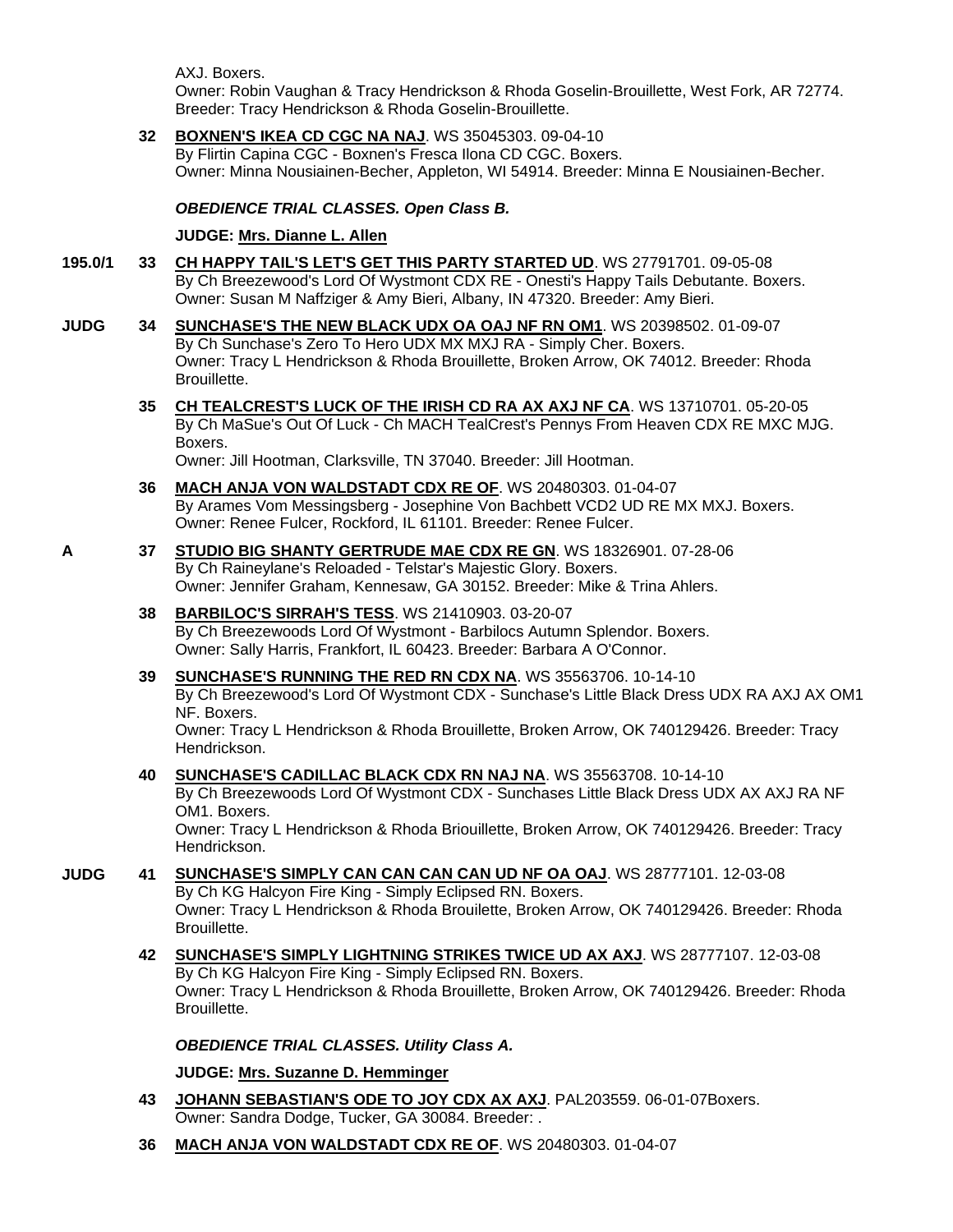AXJ. Boxers.
Owner: Robin Vaughan & Tracy Hendrickson & Rhoda Goselin-Brouillette, West Fork, AR 72774. Breeder: Tracy Hendrickson & Rhoda Goselin-Brouillette.

**32** **BOXNEN'S IKEA CD CGC NA NAJ**. WS 35045303. 09-04-10
By Flirtin Capina CGC - Boxnen's Fresca Ilona CD CGC. Boxers.
Owner: Minna Nousiainen-Becher, Appleton, WI 54914. Breeder: Minna E Nousiainen-Becher.

***OBEDIENCE TRIAL CLASSES. Open Class B.***

**JUDGE: Mrs. Dianne L. Allen**

**195.0/1** **33** **CH HAPPY TAIL'S LET'S GET THIS PARTY STARTED UD**. WS 27791701. 09-05-08
By Ch Breezewood's Lord Of Wystmont CDX RE - Onesti's Happy Tails Debutante. Boxers.
Owner: Susan M Naffziger & Amy Bieri, Albany, IN 47320. Breeder: Amy Bieri.

**JUDG** **34** **SUNCHASE'S THE NEW BLACK UDX OA OAJ NF RN OM1**. WS 20398502. 01-09-07
By Ch Sunchase's Zero To Hero UDX MX MXJ RA - Simply Cher. Boxers.
Owner: Tracy L Hendrickson & Rhoda Brouillette, Broken Arrow, OK 74012. Breeder: Rhoda Brouillette.

**35** **CH TEALCREST'S LUCK OF THE IRISH CD RA AX AXJ NF CA**. WS 13710701. 05-20-05
By Ch MaSue's Out Of Luck - Ch MACH TealCrest's Pennys From Heaven CDX RE MXC MJG. Boxers.
Owner: Jill Hootman, Clarksville, TN 37040. Breeder: Jill Hootman.

**36** **MACH ANJA VON WALDSTADT CDX RE OF**. WS 20480303. 01-04-07
By Arames Vom Messingsberg - Josephine Von Bachbett VCD2 UD RE MX MXJ. Boxers.
Owner: Renee Fulcer, Rockford, IL 61101. Breeder: Renee Fulcer.

**A** **37** **STUDIO BIG SHANTY GERTRUDE MAE CDX RE GN**. WS 18326901. 07-28-06
By Ch Raineylane's Reloaded - Telstar's Majestic Glory. Boxers.
Owner: Jennifer Graham, Kennesaw, GA 30152. Breeder: Mike & Trina Ahlers.

**38** **BARBILOC'S SIRRAH'S TESS**. WS 21410903. 03-20-07
By Ch Breezewoods Lord Of Wystmont - Barbilocs Autumn Splendor. Boxers.
Owner: Sally Harris, Frankfort, IL 60423. Breeder: Barbara A O'Connor.

**39** **SUNCHASE'S RUNNING THE RED RN CDX NA**. WS 35563706. 10-14-10
By Ch Breezewood's Lord Of Wystmont CDX - Sunchase's Little Black Dress UDX RA AXJ AX OM1 NF. Boxers.
Owner: Tracy L Hendrickson & Rhoda Brouillette, Broken Arrow, OK 740129426. Breeder: Tracy Hendrickson.

**40** **SUNCHASE'S CADILLAC BLACK CDX RN NAJ NA**. WS 35563708. 10-14-10
By Ch Breezewoods Lord Of Wystmont CDX - Sunchases Little Black Dress UDX AX AXJ RA NF OM1. Boxers.
Owner: Tracy L Hendrickson & Rhoda Briouillette, Broken Arrow, OK 740129426. Breeder: Tracy Hendrickson.

**JUDG** **41** **SUNCHASE'S SIMPLY CAN CAN CAN CAN UD NF OA OAJ**. WS 28777101. 12-03-08
By Ch KG Halcyon Fire King - Simply Eclipsed RN. Boxers.
Owner: Tracy L Hendrickson & Rhoda Brouilette, Broken Arrow, OK 740129426. Breeder: Rhoda Brouillette.

**42** **SUNCHASE'S SIMPLY LIGHTNING STRIKES TWICE UD AX AXJ**. WS 28777107. 12-03-08
By Ch KG Halcyon Fire King - Simply Eclipsed RN. Boxers.
Owner: Tracy L Hendrickson & Rhoda Brouillette, Broken Arrow, OK 740129426. Breeder: Rhoda Brouillette.

***OBEDIENCE TRIAL CLASSES. Utility Class A.***

**JUDGE: Mrs. Suzanne D. Hemminger**

**43** **JOHANN SEBASTIAN'S ODE TO JOY CDX AX AXJ**. PAL203559. 06-01-07Boxers.
Owner: Sandra Dodge, Tucker, GA 30084. Breeder: .

**36** **MACH ANJA VON WALDSTADT CDX RE OF**. WS 20480303. 01-04-07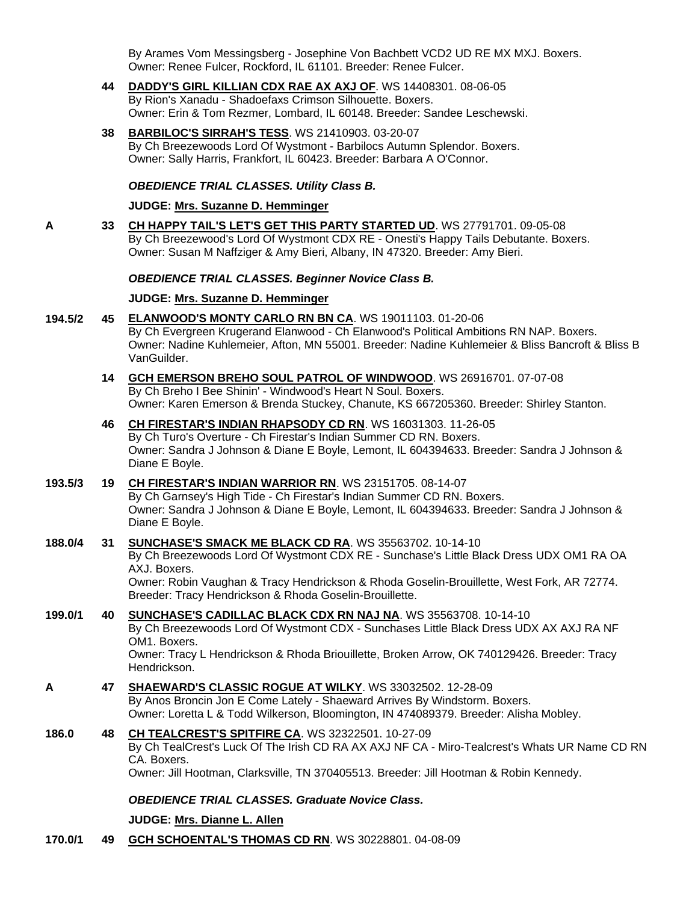By Arames Vom Messingsberg - Josephine Von Bachbett VCD2 UD RE MX MXJ. Boxers.
Owner: Renee Fulcer, Rockford, IL 61101. Breeder: Renee Fulcer.

**44** **DADDY'S GIRL KILLIAN CDX RAE AX AXJ OF**. WS 14408301. 08-06-05
By Rion's Xanadu - Shadoefaxs Crimson Silhouette. Boxers.
Owner: Erin & Tom Rezmer, Lombard, IL 60148. Breeder: Sandee Leschewski.

**38** **BARBILOC'S SIRRAH'S TESS**. WS 21410903. 03-20-07
By Ch Breezewoods Lord Of Wystmont - Barbilocs Autumn Splendor. Boxers.
Owner: Sally Harris, Frankfort, IL 60423. Breeder: Barbara A O'Connor.

***OBEDIENCE TRIAL CLASSES. Utility Class B.***

**JUDGE: Mrs. Suzanne D. Hemminger**

**A** **33** **CH HAPPY TAIL'S LET'S GET THIS PARTY STARTED UD**. WS 27791701. 09-05-08
By Ch Breezewood's Lord Of Wystmont CDX RE - Onesti's Happy Tails Debutante. Boxers.
Owner: Susan M Naffziger & Amy Bieri, Albany, IN 47320. Breeder: Amy Bieri.

***OBEDIENCE TRIAL CLASSES. Beginner Novice Class B.***

**JUDGE: Mrs. Suzanne D. Hemminger**

**194.5/2** **45** **ELANWOOD'S MONTY CARLO RN BN CA**. WS 19011103. 01-20-06
By Ch Evergreen Krugerand Elanwood - Ch Elanwood's Political Ambitions RN NAP. Boxers.
Owner: Nadine Kuhlemeier, Afton, MN 55001. Breeder: Nadine Kuhlemeier & Bliss Bancroft & Bliss B VanGuilder.

**14** **GCH EMERSON BREHO SOUL PATROL OF WINDWOOD**. WS 26916701. 07-07-08
By Ch Breho I Bee Shinin' - Windwood's Heart N Soul. Boxers.
Owner: Karen Emerson & Brenda Stuckey, Chanute, KS 667205360. Breeder: Shirley Stanton.

**46** **CH FIRESTAR'S INDIAN RHAPSODY CD RN**. WS 16031303. 11-26-05
By Ch Turo's Overture - Ch Firestar's Indian Summer CD RN. Boxers.
Owner: Sandra J Johnson & Diane E Boyle, Lemont, IL 604394633. Breeder: Sandra J Johnson & Diane E Boyle.

**193.5/3** **19** **CH FIRESTAR'S INDIAN WARRIOR RN**. WS 23151705. 08-14-07
By Ch Garnsey's High Tide - Ch Firestar's Indian Summer CD RN. Boxers.
Owner: Sandra J Johnson & Diane E Boyle, Lemont, IL 604394633. Breeder: Sandra J Johnson & Diane E Boyle.

**188.0/4** **31** **SUNCHASE'S SMACK ME BLACK CD RA**. WS 35563702. 10-14-10
By Ch Breezewoods Lord Of Wystmont CDX RE - Sunchase's Little Black Dress UDX OM1 RA OA AXJ. Boxers.
Owner: Robin Vaughan & Tracy Hendrickson & Rhoda Goselin-Brouillette, West Fork, AR 72774.
Breeder: Tracy Hendrickson & Rhoda Goselin-Brouillette.

**199.0/1** **40** **SUNCHASE'S CADILLAC BLACK CDX RN NAJ NA**. WS 35563708. 10-14-10
By Ch Breezewoods Lord Of Wystmont CDX - Sunchases Little Black Dress UDX AX AXJ RA NF OM1. Boxers.
Owner: Tracy L Hendrickson & Rhoda Briouillette, Broken Arrow, OK 740129426. Breeder: Tracy Hendrickson.

**A** **47** **SHAEWARD'S CLASSIC ROGUE AT WILKY**. WS 33032502. 12-28-09
By Anos Broncin Jon E Come Lately - Shaeward Arrives By Windstorm. Boxers.
Owner: Loretta L & Todd Wilkerson, Bloomington, IN 474089379. Breeder: Alisha Mobley.

**186.0** **48** **CH TEALCREST'S SPITFIRE CA**. WS 32322501. 10-27-09
By Ch TealCrest's Luck Of The Irish CD RA AX AXJ NF CA - Miro-Tealcrest's Whats UR Name CD RN CA. Boxers.
Owner: Jill Hootman, Clarksville, TN 370405513. Breeder: Jill Hootman & Robin Kennedy.

***OBEDIENCE TRIAL CLASSES. Graduate Novice Class.***

**JUDGE: Mrs. Dianne L. Allen**

**170.0/1** **49** **GCH SCHOENTAL'S THOMAS CD RN**. WS 30228801. 04-08-09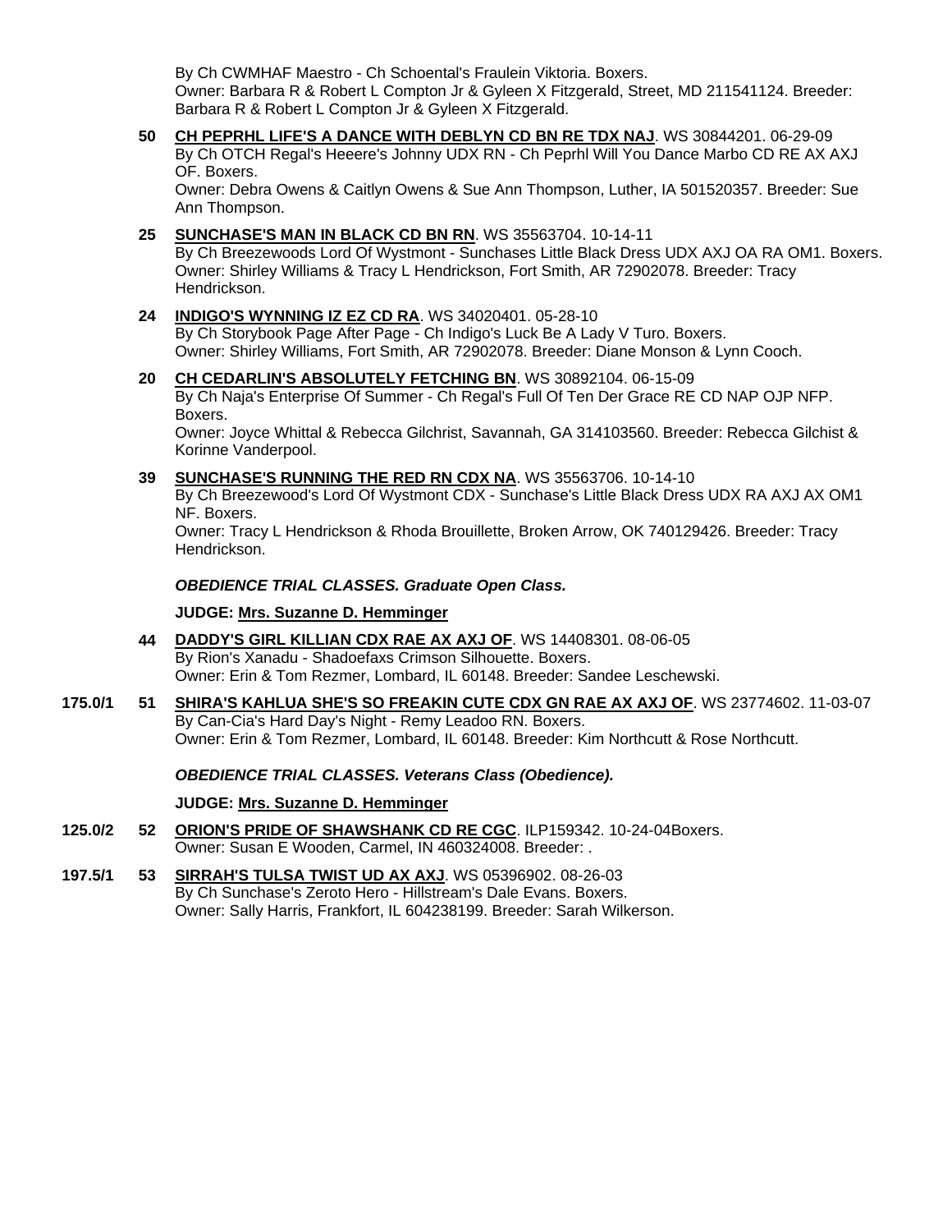By Ch CWMHAF Maestro - Ch Schoental's Fraulein Viktoria. Boxers.
Owner: Barbara R & Robert L Compton Jr & Gyleen X Fitzgerald, Street, MD 211541124. Breeder: Barbara R & Robert L Compton Jr & Gyleen X Fitzgerald.

**50** **CH PEPRHL LIFE'S A DANCE WITH DEBLYN CD BN RE TDX NAJ**. WS 30844201. 06-29-09
By Ch OTCH Regal's Heeere's Johnny UDX RN - Ch Peprhl Will You Dance Marbo CD RE AX AXJ OF. Boxers.
Owner: Debra Owens & Caitlyn Owens & Sue Ann Thompson, Luther, IA 501520357. Breeder: Sue Ann Thompson.

**25** **SUNCHASE'S MAN IN BLACK CD BN RN**. WS 35563704. 10-14-11
By Ch Breezewoods Lord Of Wystmont - Sunchases Little Black Dress UDX AXJ OA RA OM1. Boxers.
Owner: Shirley Williams & Tracy L Hendrickson, Fort Smith, AR 72902078. Breeder: Tracy Hendrickson.

**24** **INDIGO'S WYNNING IZ EZ CD RA**. WS 34020401. 05-28-10
By Ch Storybook Page After Page - Ch Indigo's Luck Be A Lady V Turo. Boxers.
Owner: Shirley Williams, Fort Smith, AR 72902078. Breeder: Diane Monson & Lynn Cooch.

**20** **CH CEDARLIN'S ABSOLUTELY FETCHING BN**. WS 30892104. 06-15-09
By Ch Naja's Enterprise Of Summer - Ch Regal's Full Of Ten Der Grace RE CD NAP OJP NFP. Boxers.
Owner: Joyce Whittal & Rebecca Gilchrist, Savannah, GA 314103560. Breeder: Rebecca Gilchist & Korinne Vanderpool.

**39** **SUNCHASE'S RUNNING THE RED RN CDX NA**. WS 35563706. 10-14-10
By Ch Breezewood's Lord Of Wystmont CDX - Sunchase's Little Black Dress UDX RA AXJ AX OM1 NF. Boxers.
Owner: Tracy L Hendrickson & Rhoda Brouillette, Broken Arrow, OK 740129426. Breeder: Tracy Hendrickson.

***OBEDIENCE TRIAL CLASSES. Graduate Open Class.***

**JUDGE: Mrs. Suzanne D. Hemminger**

**44** **DADDY'S GIRL KILLIAN CDX RAE AX AXJ OF**. WS 14408301. 08-06-05
By Rion's Xanadu - Shadoefaxs Crimson Silhouette. Boxers.
Owner: Erin & Tom Rezmer, Lombard, IL 60148. Breeder: Sandee Leschewski.

**175.0/1** **51** **SHIRA'S KAHLUA SHE'S SO FREAKIN CUTE CDX GN RAE AX AXJ OF**. WS 23774602. 11-03-07
By Can-Cia's Hard Day's Night - Remy Leadoo RN. Boxers.
Owner: Erin & Tom Rezmer, Lombard, IL 60148. Breeder: Kim Northcutt & Rose Northcutt.

***OBEDIENCE TRIAL CLASSES. Veterans Class (Obedience).***

**JUDGE: Mrs. Suzanne D. Hemminger**

**125.0/2** **52** **ORION'S PRIDE OF SHAWSHANK CD RE CGC**. ILP159342. 10-24-04Boxers.
Owner: Susan E Wooden, Carmel, IN 460324008. Breeder: .

**197.5/1** **53** **SIRRAH'S TULSA TWIST UD AX AXJ**. WS 05396902. 08-26-03
By Ch Sunchase's Zeroto Hero - Hillstream's Dale Evans. Boxers.
Owner: Sally Harris, Frankfort, IL 604238199. Breeder: Sarah Wilkerson.